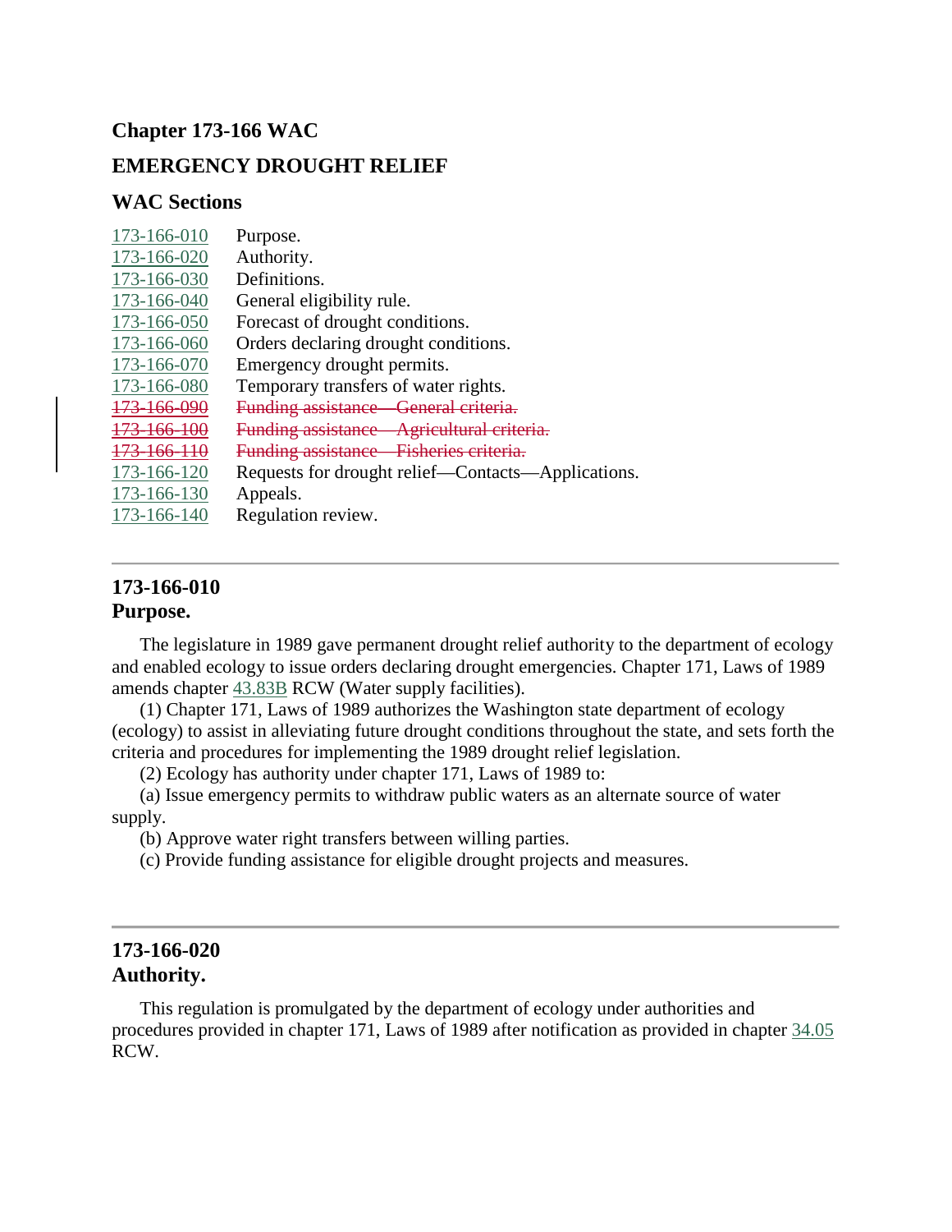## Chapter 173-166 WAC

## EMERGENCY DROUGHT RELIEF

### WAC Sections

| | |
|---|---|
| 173-166-010 | Purpose. |
| 173-166-020 | Authority. |
| 173-166-030 | Definitions. |
| 173-166-040 | General eligibility rule. |
| 173-166-050 | Forecast of drought conditions. |
| 173-166-060 | Orders declaring drought conditions. |
| 173-166-070 | Emergency drought permits. |
| 173-166-080 | Temporary transfers of water rights. |
| ~~173-166-090~~ | ~~Funding assistance—General criteria.~~ |
| ~~173-166-100~~ | ~~Funding assistance—Agricultural criteria.~~ |
| ~~173-166-110~~ | ~~Funding assistance—Fisheries criteria.~~ |
| 173-166-120 | Requests for drought relief—Contacts—Applications. |
| 173-166-130 | Appeals. |
| 173-166-140 | Regulation review. |

---

### 173-166-010
### Purpose.

The legislature in 1989 gave permanent drought relief authority to the department of ecology and enabled ecology to issue orders declaring drought emergencies. Chapter 171, Laws of 1989 amends chapter 43.83B RCW (Water supply facilities).

(1) Chapter 171, Laws of 1989 authorizes the Washington state department of ecology (ecology) to assist in alleviating future drought conditions throughout the state, and sets forth the criteria and procedures for implementing the 1989 drought relief legislation.

(2) Ecology has authority under chapter 171, Laws of 1989 to:

(a) Issue emergency permits to withdraw public waters as an alternate source of water supply.

(b) Approve water right transfers between willing parties.

(c) Provide funding assistance for eligible drought projects and measures.

---

### 173-166-020
### Authority.

This regulation is promulgated by the department of ecology under authorities and procedures provided in chapter 171, Laws of 1989 after notification as provided in chapter 34.05 RCW.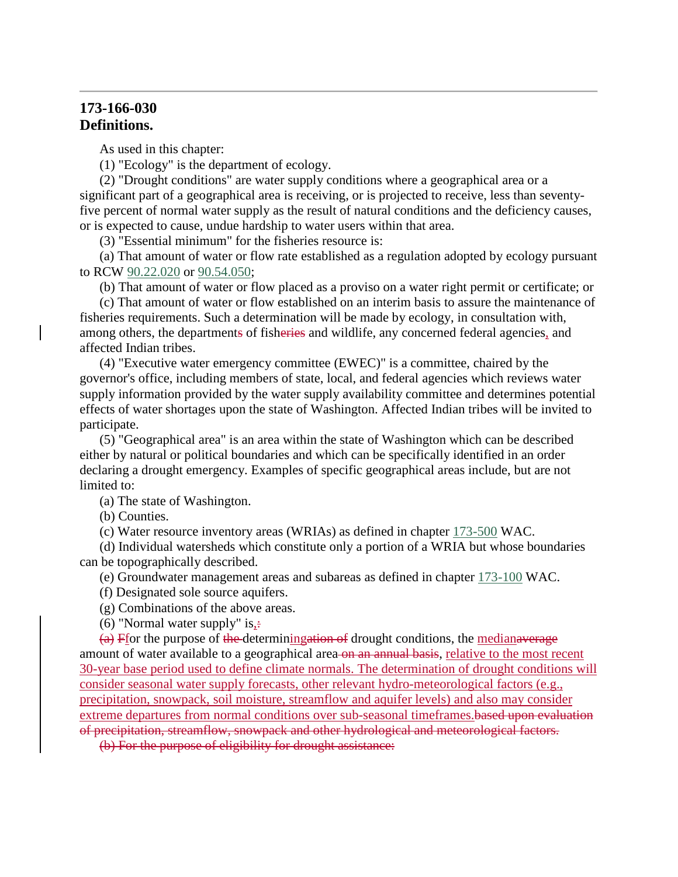## 173-166-030
## Definitions.

As used in this chapter:

(1) "Ecology" is the department of ecology.

(2) "Drought conditions" are water supply conditions where a geographical area or a significant part of a geographical area is receiving, or is projected to receive, less than seventy-five percent of normal water supply as the result of natural conditions and the deficiency causes, or is expected to cause, undue hardship to water users within that area.

(3) "Essential minimum" for the fisheries resource is:

(a) That amount of water or flow rate established as a regulation adopted by ecology pursuant to RCW 90.22.020 or 90.54.050;

(b) That amount of water or flow placed as a proviso on a water right permit or certificate; or

(c) That amount of water or flow established on an interim basis to assure the maintenance of fisheries requirements. Such a determination will be made by ecology, in consultation with, among others, the departments of fisheries and wildlife, any concerned federal agencies, and affected Indian tribes.

(4) "Executive water emergency committee (EWEC)" is a committee, chaired by the governor's office, including members of state, local, and federal agencies which reviews water supply information provided by the water supply availability committee and determines potential effects of water shortages upon the state of Washington. Affected Indian tribes will be invited to participate.

(5) "Geographical area" is an area within the state of Washington which can be described either by natural or political boundaries and which can be specifically identified in an order declaring a drought emergency. Examples of specific geographical areas include, but are not limited to:

(a) The state of Washington.

(b) Counties.

(c) Water resource inventory areas (WRIAs) as defined in chapter 173-500 WAC.

(d) Individual watersheds which constitute only a portion of a WRIA but whose boundaries can be topographically described.

(e) Groundwater management areas and subareas as defined in chapter 173-100 WAC.

(f) Designated sole source aquifers.

(g) Combinations of the above areas.

(6) "Normal water supply" is,:

~~(a)~~ ~~F~~for the purpose of ~~the~~ determin<u>ing</u>~~ation of~~ drought conditions, the <u>median</u>~~average~~ amount of water available to a geographical area ~~on an annual basis~~, <u>relative to the most recent 30-year base period used to define climate normals. The determination of drought conditions will consider seasonal water supply forecasts, other relevant hydro-meteorological factors (e.g., precipitation, snowpack, soil moisture, streamflow and aquifer levels) and also may consider extreme departures from normal conditions over sub-seasonal timeframes.</u>~~based upon evaluation of precipitation, streamflow, snowpack and other hydrological and meteorological factors.~~

~~(b) For the purpose of eligibility for drought assistance:~~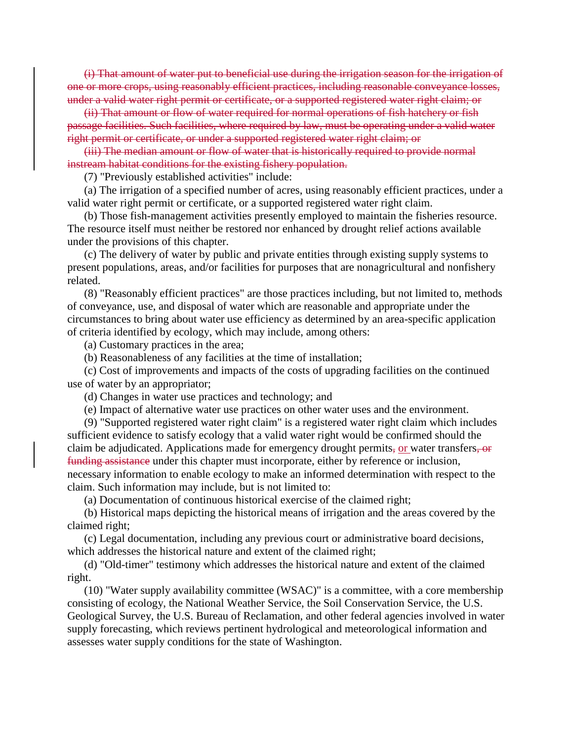~~(i) That amount of water put to beneficial use during the irrigation season for the irrigation of one or more crops, using reasonably efficient practices, including reasonable conveyance losses, under a valid water right permit or certificate, or a supported registered water right claim; or~~

~~(ii) That amount or flow of water required for normal operations of fish hatchery or fish passage facilities. Such facilities, where required by law, must be operating under a valid water right permit or certificate, or under a supported registered water right claim; or~~

~~(iii) The median amount or flow of water that is historically required to provide normal instream habitat conditions for the existing fishery population.~~

(7) "Previously established activities" include:

(a) The irrigation of a specified number of acres, using reasonably efficient practices, under a valid water right permit or certificate, or a supported registered water right claim.

(b) Those fish-management activities presently employed to maintain the fisheries resource. The resource itself must neither be restored nor enhanced by drought relief actions available under the provisions of this chapter.

(c) The delivery of water by public and private entities through existing supply systems to present populations, areas, and/or facilities for purposes that are nonagricultural and nonfishery related.

(8) "Reasonably efficient practices" are those practices including, but not limited to, methods of conveyance, use, and disposal of water which are reasonable and appropriate under the circumstances to bring about water use efficiency as determined by an area-specific application of criteria identified by ecology, which may include, among others:

(a) Customary practices in the area;

(b) Reasonableness of any facilities at the time of installation;

(c) Cost of improvements and impacts of the costs of upgrading facilities on the continued use of water by an appropriator;

(d) Changes in water use practices and technology; and

(e) Impact of alternative water use practices on other water uses and the environment.

(9) "Supported registered water right claim" is a registered water right claim which includes sufficient evidence to satisfy ecology that a valid water right would be confirmed should the claim be adjudicated. Applications made for emergency drought permits~~,~~ or water transfers~~, or funding assistance~~ under this chapter must incorporate, either by reference or inclusion, necessary information to enable ecology to make an informed determination with respect to the claim. Such information may include, but is not limited to:

(a) Documentation of continuous historical exercise of the claimed right;

(b) Historical maps depicting the historical means of irrigation and the areas covered by the claimed right;

(c) Legal documentation, including any previous court or administrative board decisions, which addresses the historical nature and extent of the claimed right;

(d) "Old-timer" testimony which addresses the historical nature and extent of the claimed right.

(10) "Water supply availability committee (WSAC)" is a committee, with a core membership consisting of ecology, the National Weather Service, the Soil Conservation Service, the U.S. Geological Survey, the U.S. Bureau of Reclamation, and other federal agencies involved in water supply forecasting, which reviews pertinent hydrological and meteorological information and assesses water supply conditions for the state of Washington.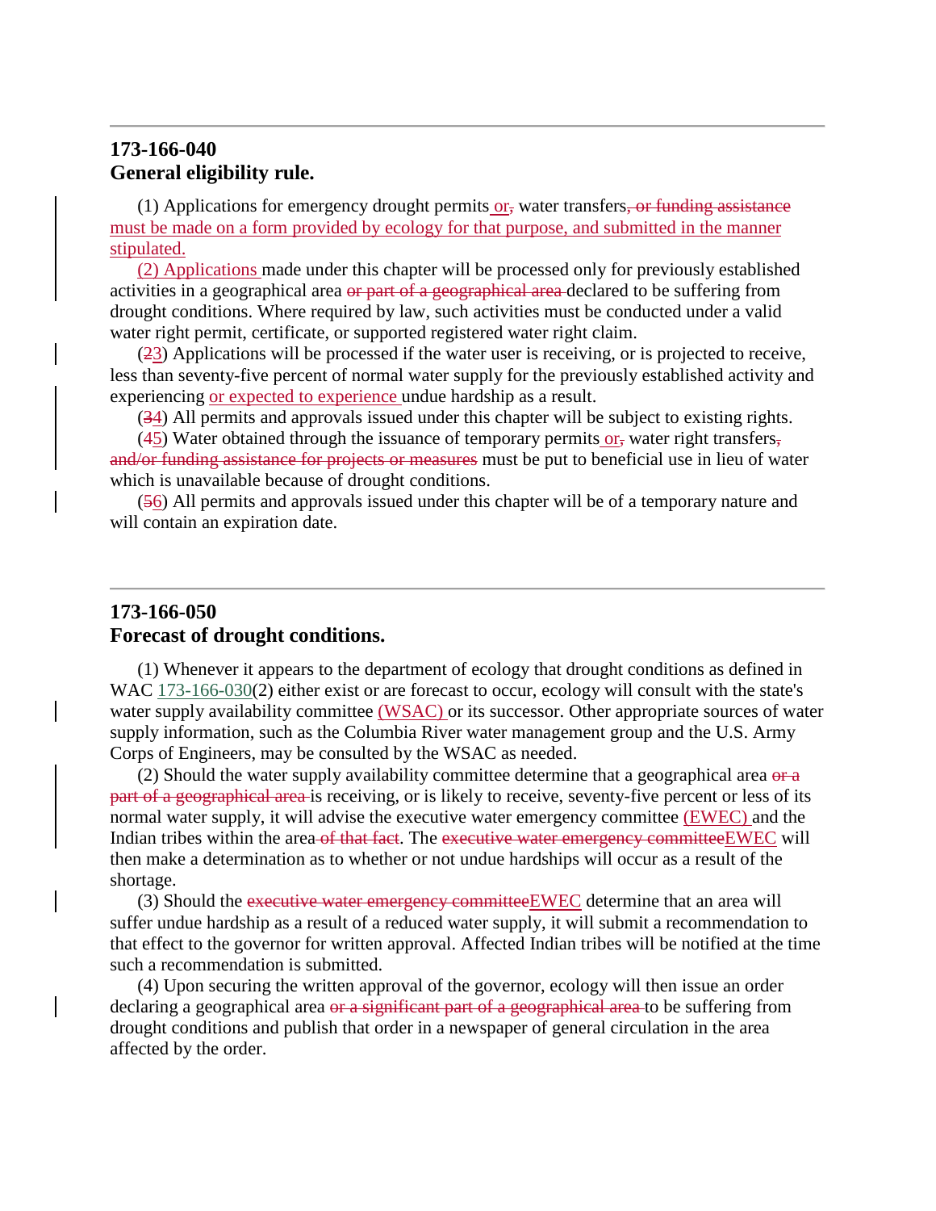## 173-166-040
## General eligibility rule.

(1) Applications for emergency drought permits<u> or</u>~~,~~ water transfers~~, or funding assistance~~<u> must be made on a form provided by ecology for that purpose, and submitted in the manner stipulated.</u>

<u>(2) Applications </u>made under this chapter will be processed only for previously established activities in a geographical area ~~or part of a geographical area ~~declared to be suffering from drought conditions. Where required by law, such activities must be conducted under a valid water right permit, certificate, or supported registered water right claim.

(~~2~~<u>3</u>) Applications will be processed if the water user is receiving, or is projected to receive, less than seventy-five percent of normal water supply for the previously established activity and experiencing <u>or expected to experience </u>undue hardship as a result.

(~~3~~<u>4</u>) All permits and approvals issued under this chapter will be subject to existing rights.

(~~4~~<u>5</u>) Water obtained through the issuance of temporary permits<u> or</u>~~,~~ water right transfers~~, and/or funding assistance for projects or measures~~ must be put to beneficial use in lieu of water which is unavailable because of drought conditions.

(~~5~~<u>6</u>) All permits and approvals issued under this chapter will be of a temporary nature and will contain an expiration date.

## 173-166-050
## Forecast of drought conditions.

(1) Whenever it appears to the department of ecology that drought conditions as defined in WAC 173-166-030(2) either exist or are forecast to occur, ecology will consult with the state's water supply availability committee <u>(WSAC) </u>or its successor. Other appropriate sources of water supply information, such as the Columbia River water management group and the U.S. Army Corps of Engineers, may be consulted by the WSAC as needed.

(2) Should the water supply availability committee determine that a geographical area ~~or a part of a geographical area ~~is receiving, or is likely to receive, seventy-five percent or less of its normal water supply, it will advise the executive water emergency committee <u>(EWEC) </u>and the Indian tribes within the area~~ of that fact~~. The ~~executive water emergency committee~~<u>EWEC</u> will then make a determination as to whether or not undue hardships will occur as a result of the shortage.

(3) Should the ~~executive water emergency committee~~<u>EWEC</u> determine that an area will suffer undue hardship as a result of a reduced water supply, it will submit a recommendation to that effect to the governor for written approval. Affected Indian tribes will be notified at the time such a recommendation is submitted.

(4) Upon securing the written approval of the governor, ecology will then issue an order declaring a geographical area ~~or a significant part of a geographical area ~~to be suffering from drought conditions and publish that order in a newspaper of general circulation in the area affected by the order.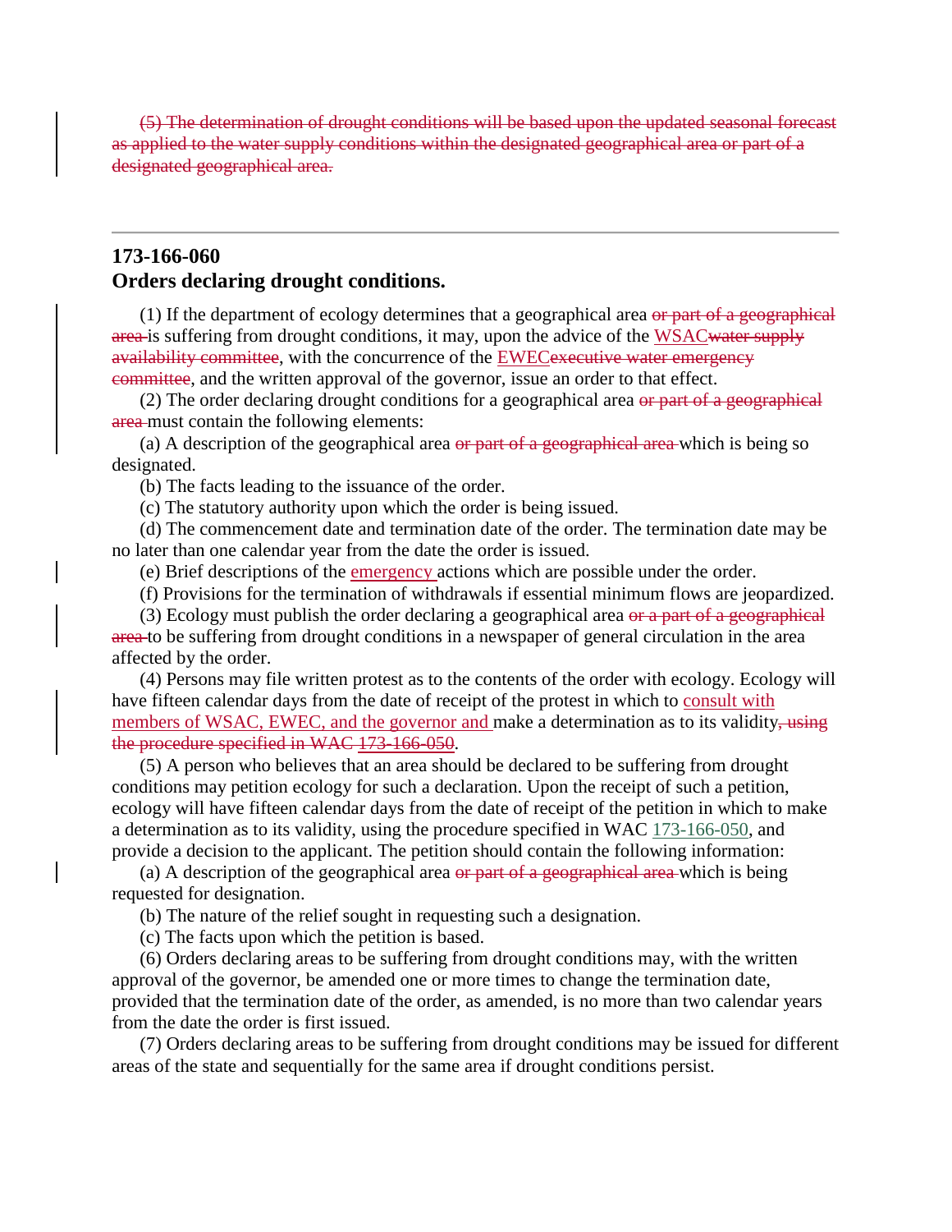~~(5) The determination of drought conditions will be based upon the updated seasonal forecast as applied to the water supply conditions within the designated geographical area or part of a designated geographical area.~~

---

## 173-166-060
## Orders declaring drought conditions.

(1) If the department of ecology determines that a geographical area ~~or part of a geographical area~~ is suffering from drought conditions, it may, upon the advice of the <u>WSAC</u>~~water supply availability committee~~, with the concurrence of the <u>EWEC</u>~~executive water emergency committee~~, and the written approval of the governor, issue an order to that effect.

(2) The order declaring drought conditions for a geographical area ~~or part of a geographical area~~ must contain the following elements:

(a) A description of the geographical area ~~or part of a geographical area~~ which is being so designated.

(b) The facts leading to the issuance of the order.

(c) The statutory authority upon which the order is being issued.

(d) The commencement date and termination date of the order. The termination date may be no later than one calendar year from the date the order is issued.

(e) Brief descriptions of the <u>emergency</u> actions which are possible under the order.

(f) Provisions for the termination of withdrawals if essential minimum flows are jeopardized.

(3) Ecology must publish the order declaring a geographical area ~~or a part of a geographical area~~ to be suffering from drought conditions in a newspaper of general circulation in the area affected by the order.

(4) Persons may file written protest as to the contents of the order with ecology. Ecology will have fifteen calendar days from the date of receipt of the protest in which to <u>consult with members of WSAC, EWEC, and the governor and</u> make a determination as to its validity~~, using the procedure specified in WAC 173-166-050~~.

(5) A person who believes that an area should be declared to be suffering from drought conditions may petition ecology for such a declaration. Upon the receipt of such a petition, ecology will have fifteen calendar days from the date of receipt of the petition in which to make a determination as to its validity, using the procedure specified in WAC 173-166-050, and provide a decision to the applicant. The petition should contain the following information:

(a) A description of the geographical area ~~or part of a geographical area~~ which is being requested for designation.

(b) The nature of the relief sought in requesting such a designation.

(c) The facts upon which the petition is based.

(6) Orders declaring areas to be suffering from drought conditions may, with the written approval of the governor, be amended one or more times to change the termination date, provided that the termination date of the order, as amended, is no more than two calendar years from the date the order is first issued.

(7) Orders declaring areas to be suffering from drought conditions may be issued for different areas of the state and sequentially for the same area if drought conditions persist.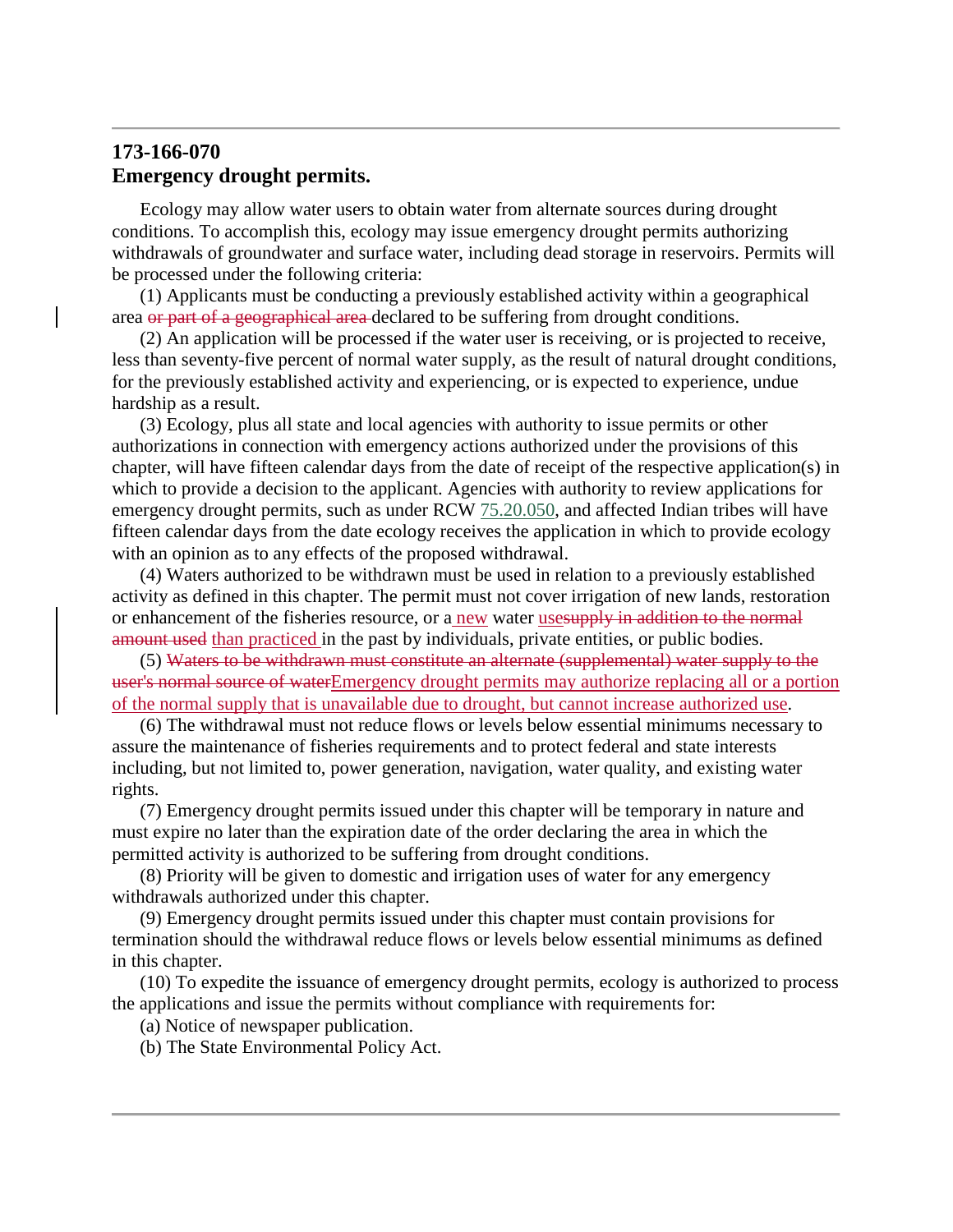### 173-166-070
### Emergency drought permits.

Ecology may allow water users to obtain water from alternate sources during drought conditions. To accomplish this, ecology may issue emergency drought permits authorizing withdrawals of groundwater and surface water, including dead storage in reservoirs. Permits will be processed under the following criteria:

(1) Applicants must be conducting a previously established activity within a geographical area ~~or part of a geographical area~~ declared to be suffering from drought conditions.

(2) An application will be processed if the water user is receiving, or is projected to receive, less than seventy-five percent of normal water supply, as the result of natural drought conditions, for the previously established activity and experiencing, or is expected to experience, undue hardship as a result.

(3) Ecology, plus all state and local agencies with authority to issue permits or other authorizations in connection with emergency actions authorized under the provisions of this chapter, will have fifteen calendar days from the date of receipt of the respective application(s) in which to provide a decision to the applicant. Agencies with authority to review applications for emergency drought permits, such as under RCW 75.20.050, and affected Indian tribes will have fifteen calendar days from the date ecology receives the application in which to provide ecology with an opinion as to any effects of the proposed withdrawal.

(4) Waters authorized to be withdrawn must be used in relation to a previously established activity as defined in this chapter. The permit must not cover irrigation of new lands, restoration or enhancement of the fisheries resource, or a <u>new</u> water <u>use</u>~~supply in addition to the normal amount used~~ <u>than practiced</u> in the past by individuals, private entities, or public bodies.

(5) ~~Waters to be withdrawn must constitute an alternate (supplemental) water supply to the user's normal source of water~~<u>Emergency drought permits may authorize replacing all or a portion of the normal supply that is unavailable due to drought, but cannot increase authorized use</u>.

(6) The withdrawal must not reduce flows or levels below essential minimums necessary to assure the maintenance of fisheries requirements and to protect federal and state interests including, but not limited to, power generation, navigation, water quality, and existing water rights.

(7) Emergency drought permits issued under this chapter will be temporary in nature and must expire no later than the expiration date of the order declaring the area in which the permitted activity is authorized to be suffering from drought conditions.

(8) Priority will be given to domestic and irrigation uses of water for any emergency withdrawals authorized under this chapter.

(9) Emergency drought permits issued under this chapter must contain provisions for termination should the withdrawal reduce flows or levels below essential minimums as defined in this chapter.

(10) To expedite the issuance of emergency drought permits, ecology is authorized to process the applications and issue the permits without compliance with requirements for:

(a) Notice of newspaper publication.

(b) The State Environmental Policy Act.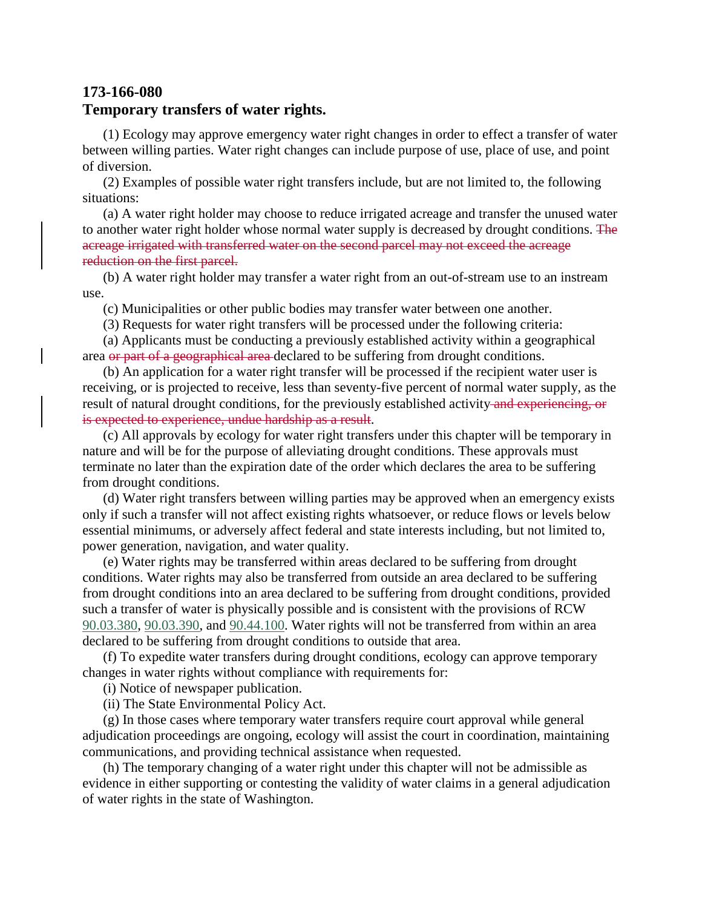### 173-166-080
### Temporary transfers of water rights.

(1) Ecology may approve emergency water right changes in order to effect a transfer of water between willing parties. Water right changes can include purpose of use, place of use, and point of diversion.

(2) Examples of possible water right transfers include, but are not limited to, the following situations:

(a) A water right holder may choose to reduce irrigated acreage and transfer the unused water to another water right holder whose normal water supply is decreased by drought conditions. ~~The acreage irrigated with transferred water on the second parcel may not exceed the acreage reduction on the first parcel.~~

(b) A water right holder may transfer a water right from an out-of-stream use to an instream use.

(c) Municipalities or other public bodies may transfer water between one another.

(3) Requests for water right transfers will be processed under the following criteria:

(a) Applicants must be conducting a previously established activity within a geographical area ~~or part of a geographical area~~ declared to be suffering from drought conditions.

(b) An application for a water right transfer will be processed if the recipient water user is receiving, or is projected to receive, less than seventy-five percent of normal water supply, as the result of natural drought conditions, for the previously established activity ~~and experiencing, or is expected to experience, undue hardship as a result~~.

(c) All approvals by ecology for water right transfers under this chapter will be temporary in nature and will be for the purpose of alleviating drought conditions. These approvals must terminate no later than the expiration date of the order which declares the area to be suffering from drought conditions.

(d) Water right transfers between willing parties may be approved when an emergency exists only if such a transfer will not affect existing rights whatsoever, or reduce flows or levels below essential minimums, or adversely affect federal and state interests including, but not limited to, power generation, navigation, and water quality.

(e) Water rights may be transferred within areas declared to be suffering from drought conditions. Water rights may also be transferred from outside an area declared to be suffering from drought conditions into an area declared to be suffering from drought conditions, provided such a transfer of water is physically possible and is consistent with the provisions of RCW 90.03.380, 90.03.390, and 90.44.100. Water rights will not be transferred from within an area declared to be suffering from drought conditions to outside that area.

(f) To expedite water transfers during drought conditions, ecology can approve temporary changes in water rights without compliance with requirements for:

(i) Notice of newspaper publication.

(ii) The State Environmental Policy Act.

(g) In those cases where temporary water transfers require court approval while general adjudication proceedings are ongoing, ecology will assist the court in coordination, maintaining communications, and providing technical assistance when requested.

(h) The temporary changing of a water right under this chapter will not be admissible as evidence in either supporting or contesting the validity of water claims in a general adjudication of water rights in the state of Washington.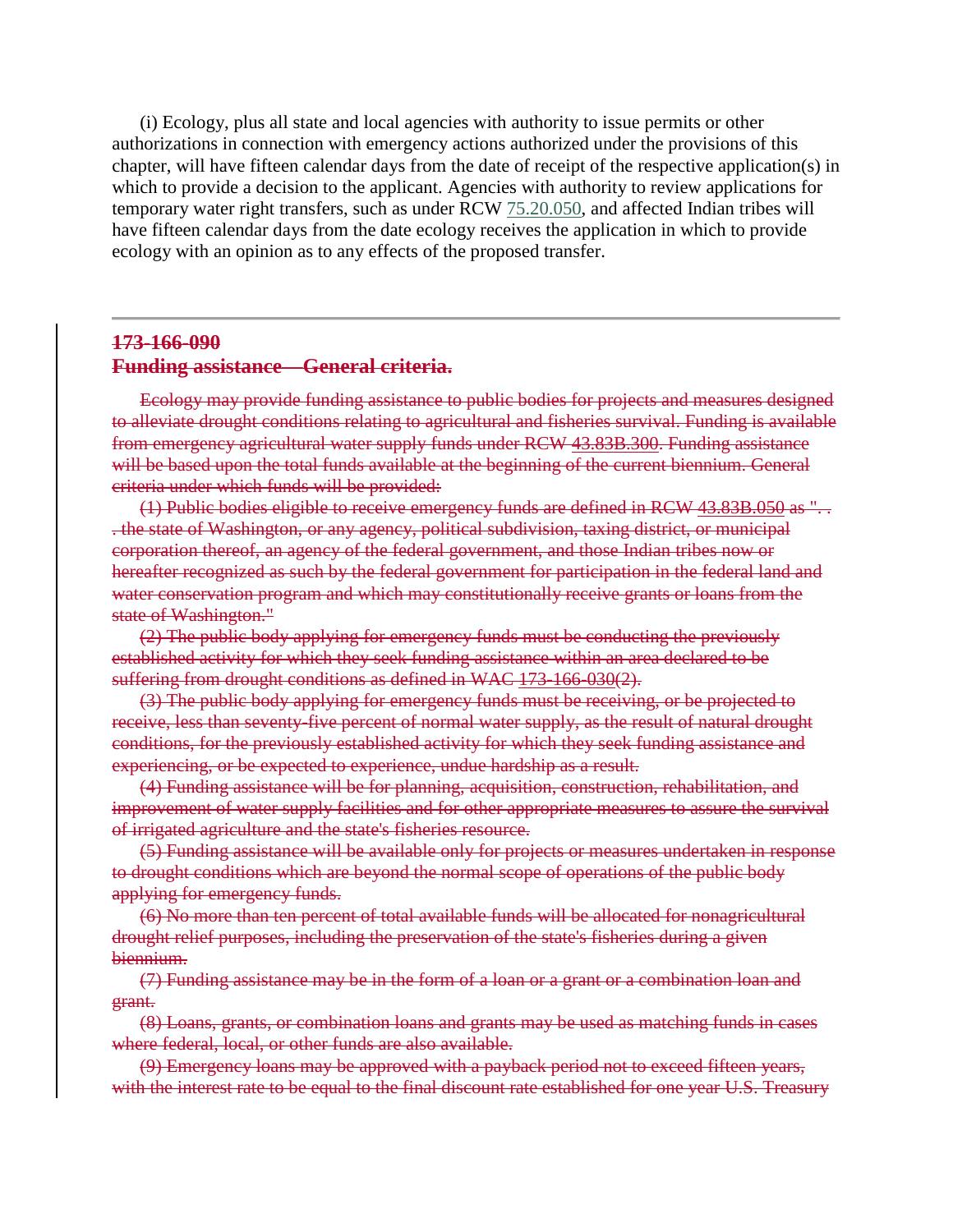(i) Ecology, plus all state and local agencies with authority to issue permits or other authorizations in connection with emergency actions authorized under the provisions of this chapter, will have fifteen calendar days from the date of receipt of the respective application(s) in which to provide a decision to the applicant. Agencies with authority to review applications for temporary water right transfers, such as under RCW 75.20.050, and affected Indian tribes will have fifteen calendar days from the date ecology receives the application in which to provide ecology with an opinion as to any effects of the proposed transfer.

---

## ~~173-166-090~~
## ~~Funding assistance—General criteria.~~

~~Ecology may provide funding assistance to public bodies for projects and measures designed to alleviate drought conditions relating to agricultural and fisheries survival. Funding is available from emergency agricultural water supply funds under RCW 43.83B.300. Funding assistance will be based upon the total funds available at the beginning of the current biennium. General criteria under which funds will be provided:~~

~~(1) Public bodies eligible to receive emergency funds are defined in RCW 43.83B.050 as ". . . the state of Washington, or any agency, political subdivision, taxing district, or municipal corporation thereof, an agency of the federal government, and those Indian tribes now or hereafter recognized as such by the federal government for participation in the federal land and water conservation program and which may constitutionally receive grants or loans from the state of Washington."~~

~~(2) The public body applying for emergency funds must be conducting the previously established activity for which they seek funding assistance within an area declared to be suffering from drought conditions as defined in WAC 173-166-030(2).~~

~~(3) The public body applying for emergency funds must be receiving, or be projected to receive, less than seventy-five percent of normal water supply, as the result of natural drought conditions, for the previously established activity for which they seek funding assistance and experiencing, or be expected to experience, undue hardship as a result.~~

~~(4) Funding assistance will be for planning, acquisition, construction, rehabilitation, and improvement of water supply facilities and for other appropriate measures to assure the survival of irrigated agriculture and the state's fisheries resource.~~

~~(5) Funding assistance will be available only for projects or measures undertaken in response to drought conditions which are beyond the normal scope of operations of the public body applying for emergency funds.~~

~~(6) No more than ten percent of total available funds will be allocated for nonagricultural drought relief purposes, including the preservation of the state's fisheries during a given biennium.~~

~~(7) Funding assistance may be in the form of a loan or a grant or a combination loan and grant.~~

~~(8) Loans, grants, or combination loans and grants may be used as matching funds in cases where federal, local, or other funds are also available.~~

~~(9) Emergency loans may be approved with a payback period not to exceed fifteen years, with the interest rate to be equal to the final discount rate established for one year U.S. Treasury~~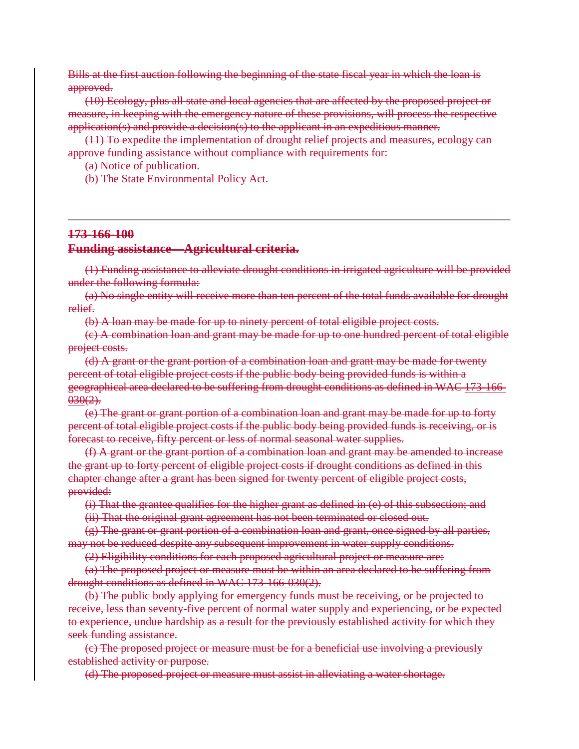~~Bills at the first auction following the beginning of the state fiscal year in which the loan is approved.~~

~~(10) Ecology, plus all state and local agencies that are affected by the proposed project or measure, in keeping with the emergency nature of these provisions, will process the respective application(s) and provide a decision(s) to the applicant in an expeditious manner.~~

~~(11) To expedite the implementation of drought relief projects and measures, ecology can approve funding assistance without compliance with requirements for:~~

~~(a) Notice of publication.~~

~~(b) The State Environmental Policy Act.~~

---

## ~~173-166-100~~
## ~~Funding assistance—Agricultural criteria.~~

~~(1) Funding assistance to alleviate drought conditions in irrigated agriculture will be provided under the following formula:~~

~~(a) No single entity will receive more than ten percent of the total funds available for drought relief.~~

~~(b) A loan may be made for up to ninety percent of total eligible project costs.~~

~~(c) A combination loan and grant may be made for up to one hundred percent of total eligible project costs.~~

~~(d) A grant or the grant portion of a combination loan and grant may be made for twenty percent of total eligible project costs if the public body being provided funds is within a geographical area declared to be suffering from drought conditions as defined in WAC 173-166-030(2).~~

~~(e) The grant or grant portion of a combination loan and grant may be made for up to forty percent of total eligible project costs if the public body being provided funds is receiving, or is forecast to receive, fifty percent or less of normal seasonal water supplies.~~

~~(f) A grant or the grant portion of a combination loan and grant may be amended to increase the grant up to forty percent of eligible project costs if drought conditions as defined in this chapter change after a grant has been signed for twenty percent of eligible project costs, provided:~~

~~(i) That the grantee qualifies for the higher grant as defined in (e) of this subsection; and~~

~~(ii) That the original grant agreement has not been terminated or closed out.~~

~~(g) The grant or grant portion of a combination loan and grant, once signed by all parties, may not be reduced despite any subsequent improvement in water supply conditions.~~

~~(2) Eligibility conditions for each proposed agricultural project or measure are:~~

~~(a) The proposed project or measure must be within an area declared to be suffering from drought conditions as defined in WAC 173-166-030(2).~~

~~(b) The public body applying for emergency funds must be receiving, or be projected to receive, less than seventy-five percent of normal water supply and experiencing, or be expected to experience, undue hardship as a result for the previously established activity for which they seek funding assistance.~~

~~(c) The proposed project or measure must be for a beneficial use involving a previously established activity or purpose.~~

~~(d) The proposed project or measure must assist in alleviating a water shortage.~~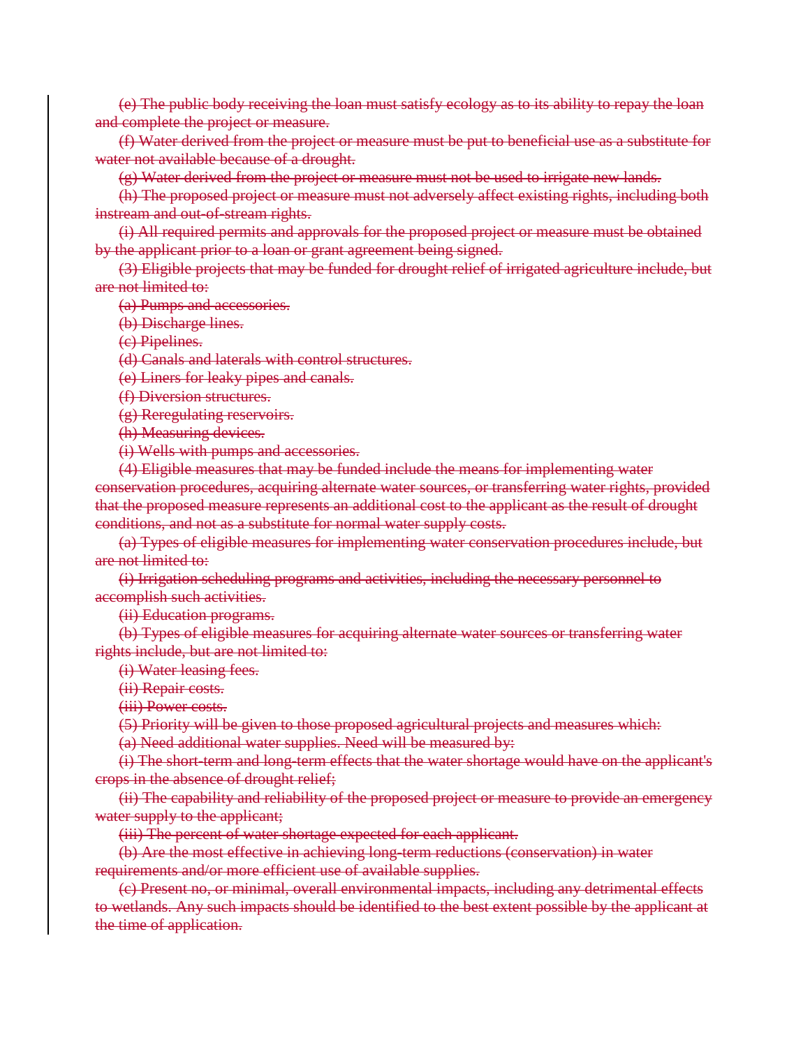~~(e) The public body receiving the loan must satisfy ecology as to its ability to repay the loan and complete the project or measure.~~

~~(f) Water derived from the project or measure must be put to beneficial use as a substitute for water not available because of a drought.~~

~~(g) Water derived from the project or measure must not be used to irrigate new lands.~~

~~(h) The proposed project or measure must not adversely affect existing rights, including both instream and out-of-stream rights.~~

~~(i) All required permits and approvals for the proposed project or measure must be obtained by the applicant prior to a loan or grant agreement being signed.~~

~~(3) Eligible projects that may be funded for drought relief of irrigated agriculture include, but are not limited to:~~

~~(a) Pumps and accessories.~~

~~(b) Discharge lines.~~

~~(c) Pipelines.~~

~~(d) Canals and laterals with control structures.~~

~~(e) Liners for leaky pipes and canals.~~

~~(f) Diversion structures.~~

~~(g) Reregulating reservoirs.~~

~~(h) Measuring devices.~~

~~(i) Wells with pumps and accessories.~~

~~(4) Eligible measures that may be funded include the means for implementing water conservation procedures, acquiring alternate water sources, or transferring water rights, provided that the proposed measure represents an additional cost to the applicant as the result of drought conditions, and not as a substitute for normal water supply costs.~~

~~(a) Types of eligible measures for implementing water conservation procedures include, but are not limited to:~~

~~(i) Irrigation scheduling programs and activities, including the necessary personnel to accomplish such activities.~~

~~(ii) Education programs.~~

~~(b) Types of eligible measures for acquiring alternate water sources or transferring water rights include, but are not limited to:~~

~~(i) Water leasing fees.~~

~~(ii) Repair costs.~~

~~(iii) Power costs.~~

~~(5) Priority will be given to those proposed agricultural projects and measures which:~~

~~(a) Need additional water supplies. Need will be measured by:~~

~~(i) The short-term and long-term effects that the water shortage would have on the applicant's crops in the absence of drought relief;~~

~~(ii) The capability and reliability of the proposed project or measure to provide an emergency water supply to the applicant;~~

~~(iii) The percent of water shortage expected for each applicant.~~

~~(b) Are the most effective in achieving long-term reductions (conservation) in water requirements and/or more efficient use of available supplies.~~

~~(c) Present no, or minimal, overall environmental impacts, including any detrimental effects to wetlands. Any such impacts should be identified to the best extent possible by the applicant at the time of application.~~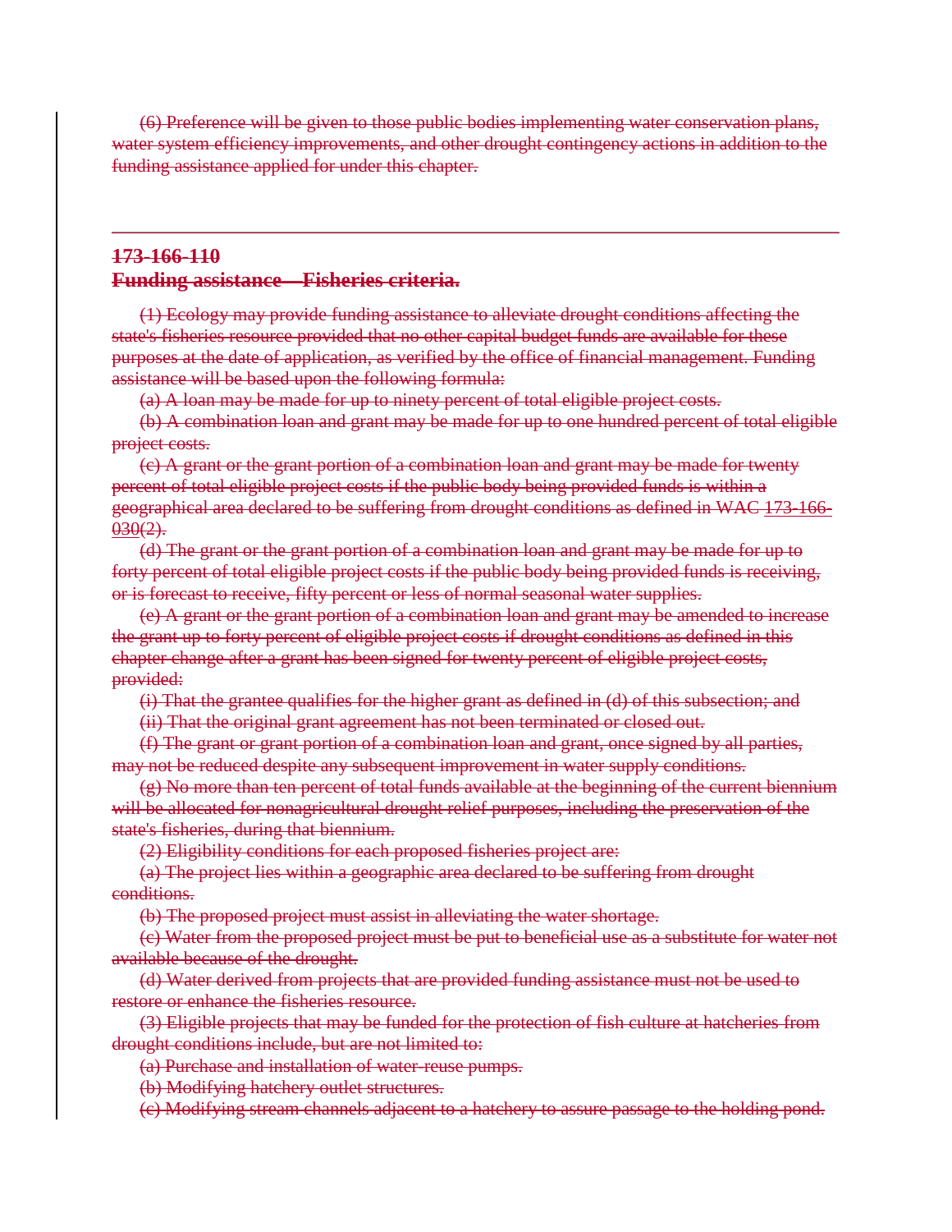~~(6) Preference will be given to those public bodies implementing water conservation plans, water system efficiency improvements, and other drought contingency actions in addition to the funding assistance applied for under this chapter.~~

---

## ~~173-166-110~~
## ~~Funding assistance—Fisheries criteria.~~

~~(1) Ecology may provide funding assistance to alleviate drought conditions affecting the state's fisheries resource provided that no other capital budget funds are available for these purposes at the date of application, as verified by the office of financial management. Funding assistance will be based upon the following formula:~~

~~(a) A loan may be made for up to ninety percent of total eligible project costs.~~

~~(b) A combination loan and grant may be made for up to one hundred percent of total eligible project costs.~~

~~(c) A grant or the grant portion of a combination loan and grant may be made for twenty percent of total eligible project costs if the public body being provided funds is within a geographical area declared to be suffering from drought conditions as defined in WAC 173-166-030(2).~~

~~(d) The grant or the grant portion of a combination loan and grant may be made for up to forty percent of total eligible project costs if the public body being provided funds is receiving, or is forecast to receive, fifty percent or less of normal seasonal water supplies.~~

~~(e) A grant or the grant portion of a combination loan and grant may be amended to increase the grant up to forty percent of eligible project costs if drought conditions as defined in this chapter change after a grant has been signed for twenty percent of eligible project costs, provided:~~

~~(i) That the grantee qualifies for the higher grant as defined in (d) of this subsection; and~~

~~(ii) That the original grant agreement has not been terminated or closed out.~~

~~(f) The grant or grant portion of a combination loan and grant, once signed by all parties, may not be reduced despite any subsequent improvement in water supply conditions.~~

~~(g) No more than ten percent of total funds available at the beginning of the current biennium will be allocated for nonagricultural drought relief purposes, including the preservation of the state's fisheries, during that biennium.~~

~~(2) Eligibility conditions for each proposed fisheries project are:~~

~~(a) The project lies within a geographic area declared to be suffering from drought conditions.~~

~~(b) The proposed project must assist in alleviating the water shortage.~~

~~(c) Water from the proposed project must be put to beneficial use as a substitute for water not available because of the drought.~~

~~(d) Water derived from projects that are provided funding assistance must not be used to restore or enhance the fisheries resource.~~

~~(3) Eligible projects that may be funded for the protection of fish culture at hatcheries from drought conditions include, but are not limited to:~~

~~(a) Purchase and installation of water-reuse pumps.~~

~~(b) Modifying hatchery outlet structures.~~

~~(c) Modifying stream channels adjacent to a hatchery to assure passage to the holding pond.~~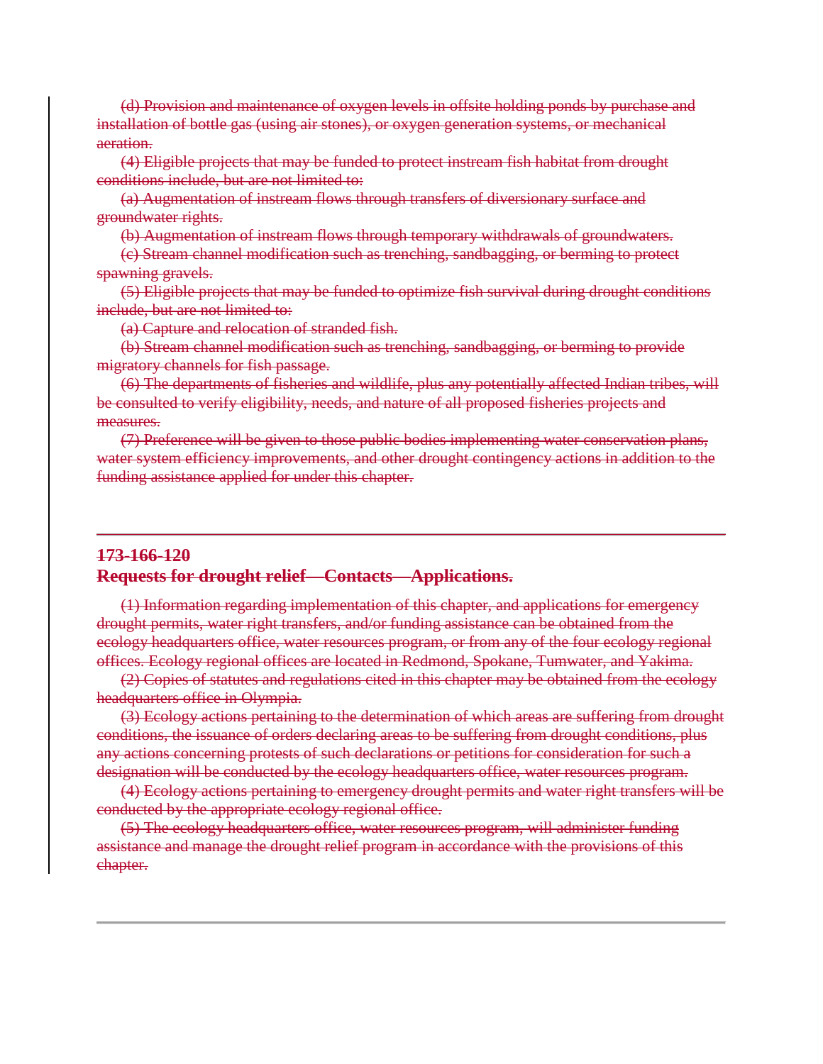~~(d) Provision and maintenance of oxygen levels in offsite holding ponds by purchase and installation of bottle gas (using air stones), or oxygen generation systems, or mechanical aeration.~~

~~(4) Eligible projects that may be funded to protect instream fish habitat from drought conditions include, but are not limited to:~~

~~(a) Augmentation of instream flows through transfers of diversionary surface and groundwater rights.~~

~~(b) Augmentation of instream flows through temporary withdrawals of groundwaters.~~

~~(c) Stream channel modification such as trenching, sandbagging, or berming to protect spawning gravels.~~

~~(5) Eligible projects that may be funded to optimize fish survival during drought conditions include, but are not limited to:~~

~~(a) Capture and relocation of stranded fish.~~

~~(b) Stream channel modification such as trenching, sandbagging, or berming to provide migratory channels for fish passage.~~

~~(6) The departments of fisheries and wildlife, plus any potentially affected Indian tribes, will be consulted to verify eligibility, needs, and nature of all proposed fisheries projects and measures.~~

~~(7) Preference will be given to those public bodies implementing water conservation plans, water system efficiency improvements, and other drought contingency actions in addition to the funding assistance applied for under this chapter.~~

---

## ~~173-166-120~~
## ~~Requests for drought relief—Contacts—Applications.~~

~~(1) Information regarding implementation of this chapter, and applications for emergency drought permits, water right transfers, and/or funding assistance can be obtained from the ecology headquarters office, water resources program, or from any of the four ecology regional offices. Ecology regional offices are located in Redmond, Spokane, Tumwater, and Yakima.~~

~~(2) Copies of statutes and regulations cited in this chapter may be obtained from the ecology headquarters office in Olympia.~~

~~(3) Ecology actions pertaining to the determination of which areas are suffering from drought conditions, the issuance of orders declaring areas to be suffering from drought conditions, plus any actions concerning protests of such declarations or petitions for consideration for such a designation will be conducted by the ecology headquarters office, water resources program.~~

~~(4) Ecology actions pertaining to emergency drought permits and water right transfers will be conducted by the appropriate ecology regional office.~~

~~(5) The ecology headquarters office, water resources program, will administer funding assistance and manage the drought relief program in accordance with the provisions of this chapter.~~

---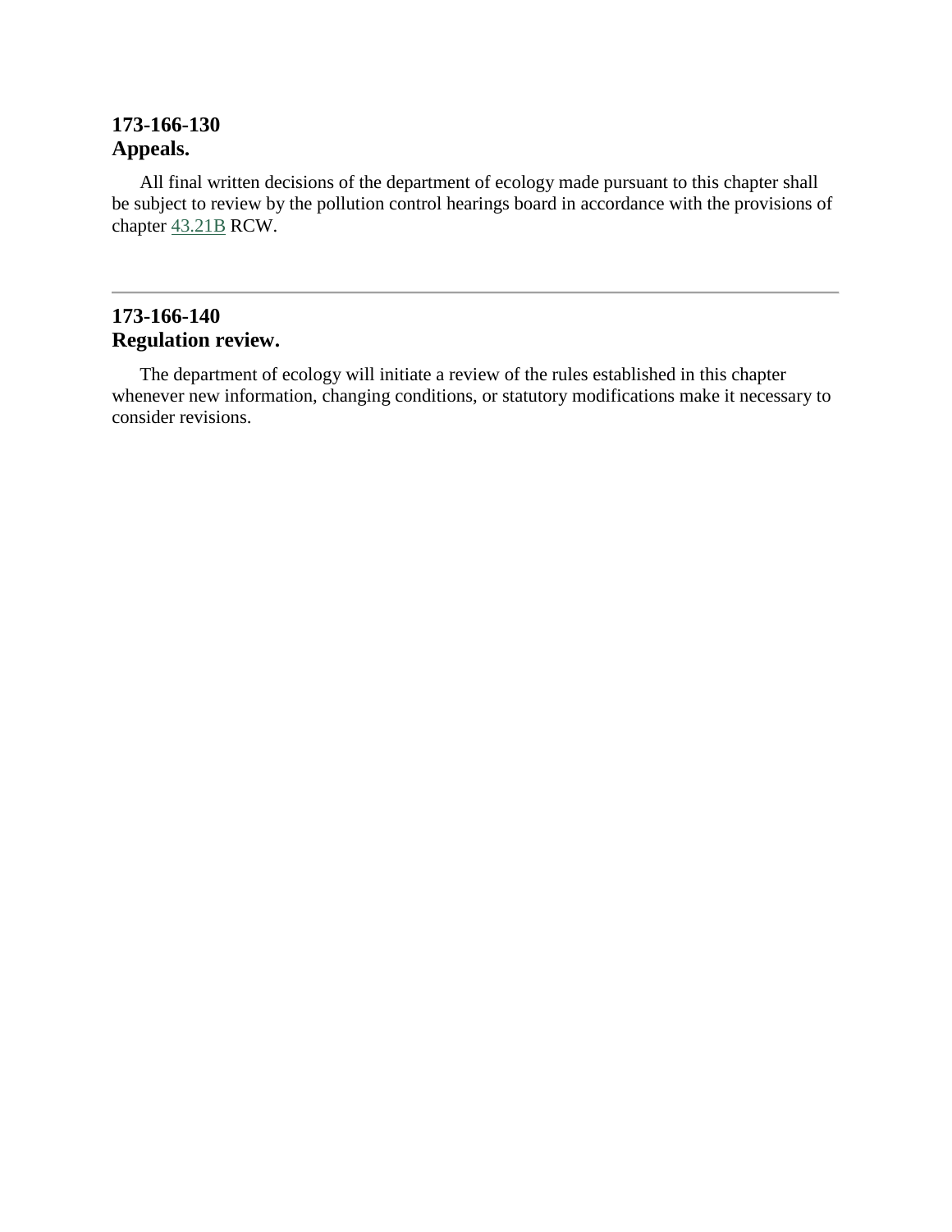**173-166-130**
**Appeals.**

All final written decisions of the department of ecology made pursuant to this chapter shall be subject to review by the pollution control hearings board in accordance with the provisions of chapter 43.21B RCW.

---

**173-166-140**
**Regulation review.**

The department of ecology will initiate a review of the rules established in this chapter whenever new information, changing conditions, or statutory modifications make it necessary to consider revisions.